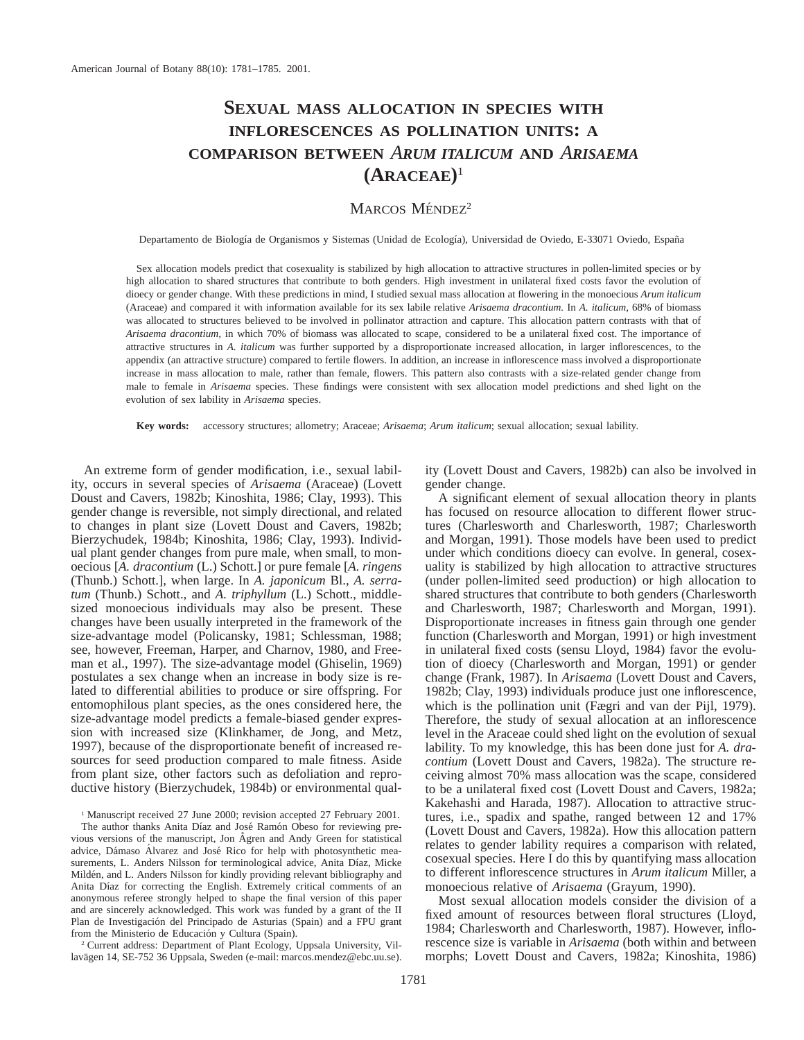# SEXUAL MASS ALLOCATION IN SPECIES WITH INFLORESCENCES AS POLLINATION UNITS: A COMPARISON BETWEEN *ARUM ITALICUM* AND *ARISAEMA* (ARACEAE)[1]

MARCOS MÉNDEZ[2]

Departamento de Biología de Organismos y Sistemas (Unidad de Ecología), Universidad de Oviedo, E-33071 Oviedo, España

Sex allocation models predict that cosexuality is stabilized by high allocation to attractive structures in pollen-limited species or by high allocation to shared structures that contribute to both genders. High investment in unilateral fixed costs favor the evolution of dioecy or gender change. With these predictions in mind, I studied sexual mass allocation at flowering in the monoecious *Arum italicum* (Araceae) and compared it with information available for its sex labile relative *Arisaema dracontium.* In *A. italicum,* 68% of biomass was allocated to structures believed to be involved in pollinator attraction and capture. This allocation pattern contrasts with that of *Arisaema dracontium,* in which 70% of biomass was allocated to scape, considered to be a unilateral fixed cost. The importance of attractive structures in *A. italicum* was further supported by a disproportionate increased allocation, in larger inflorescences, to the appendix (an attractive structure) compared to fertile flowers. In addition, an increase in inflorescence mass involved a disproportionate increase in mass allocation to male, rather than female, flowers. This pattern also contrasts with a size-related gender change from male to female in *Arisaema* species. These findings were consistent with sex allocation model predictions and shed light on the evolution of sex lability in *Arisaema* species.

**Key words:** accessory structures; allometry; Araceae; *Arisaema*; *Arum italicum*; sexual allocation; sexual lability.

An extreme form of gender modification, i.e., sexual lability, occurs in several species of *Arisaema* (Araceae) (Lovett Doust and Cavers, 1982b; Kinoshita, 1986; Clay, 1993). This gender change is reversible, not simply directional, and related to changes in plant size (Lovett Doust and Cavers, 1982b; Bierzychudek, 1984b; Kinoshita, 1986; Clay, 1993). Individual plant gender changes from pure male, when small, to monoecious [*A. dracontium* (L.) Schott.] or pure female [*A. ringens* (Thunb.) Schott.], when large. In *A. japonicum* Bl., *A. serratum* (Thunb.) Schott., and *A. triphyllum* (L.) Schott., middle-sized monoecious individuals may also be present. These changes have been usually interpreted in the framework of the size-advantage model (Policansky, 1981; Schlessman, 1988; see, however, Freeman, Harper, and Charnov, 1980, and Freeman et al., 1997). The size-advantage model (Ghiselin, 1969) postulates a sex change when an increase in body size is related to differential abilities to produce or sire offspring. For entomophilous plant species, as the ones considered here, the size-advantage model predicts a female-biased gender expression with increased size (Klinkhamer, de Jong, and Metz, 1997), because of the disproportionate benefit of increased resources for seed production compared to male fitness. Aside from plant size, other factors such as defoliation and reproductive history (Bierzychudek, 1984b) or environmental quality (Lovett Doust and Cavers, 1982b) can also be involved in gender change.

A significant element of sexual allocation theory in plants has focused on resource allocation to different flower structures (Charlesworth and Charlesworth, 1987; Charlesworth and Morgan, 1991). Those models have been used to predict under which conditions dioecy can evolve. In general, cosexuality is stabilized by high allocation to attractive structures (under pollen-limited seed production) or high allocation to shared structures that contribute to both genders (Charlesworth and Charlesworth, 1987; Charlesworth and Morgan, 1991). Disproportionate increases in fitness gain through one gender function (Charlesworth and Morgan, 1991) or high investment in unilateral fixed costs (sensu Lloyd, 1984) favor the evolution of dioecy (Charlesworth and Morgan, 1991) or gender change (Frank, 1987). In *Arisaema* (Lovett Doust and Cavers, 1982b; Clay, 1993) individuals produce just one inflorescence, which is the pollination unit (Fægri and van der Pijl, 1979). Therefore, the study of sexual allocation at an inflorescence level in the Araceae could shed light on the evolution of sexual lability. To my knowledge, this has been done just for *A. dracontium* (Lovett Doust and Cavers, 1982a). The structure receiving almost 70% mass allocation was the scape, considered to be a unilateral fixed cost (Lovett Doust and Cavers, 1982a; Kakehashi and Harada, 1987). Allocation to attractive structures, i.e., spadix and spathe, ranged between 12 and 17% (Lovett Doust and Cavers, 1982a). How this allocation pattern relates to gender lability requires a comparison with related, cosexual species. Here I do this by quantifying mass allocation to different inflorescence structures in *Arum italicum* Miller, a monoecious relative of *Arisaema* (Grayum, 1990).

Most sexual allocation models consider the division of a fixed amount of resources between floral structures (Lloyd, 1984; Charlesworth and Charlesworth, 1987). However, inflorescence size is variable in *Arisaema* (both within and between morphs; Lovett Doust and Cavers, 1982a; Kinoshita, 1986)

[1] Manuscript received 27 June 2000; revision accepted 27 February 2001.

The author thanks Anita Díaz and José Ramón Obeso for reviewing previous versions of the manuscript, Jon Ågren and Andy Green for statistical advice, Dámaso Álvarez and José Rico for help with photosynthetic measurements, L. Anders Nilsson for terminological advice, Anita Díaz, Micke Mildén, and L. Anders Nilsson for kindly providing relevant bibliography and Anita Díaz for correcting the English. Extremely critical comments of an anonymous referee strongly helped to shape the final version of this paper and are sincerely acknowledged. This work was funded by a grant of the II Plan de Investigación del Principado de Asturias (Spain) and a FPU grant from the Ministerio de Educación y Cultura (Spain).

[2] Current address: Department of Plant Ecology, Uppsala University, Villavägen 14, SE-752 36 Uppsala, Sweden (e-mail: marcos.mendez@ebc.uu.se).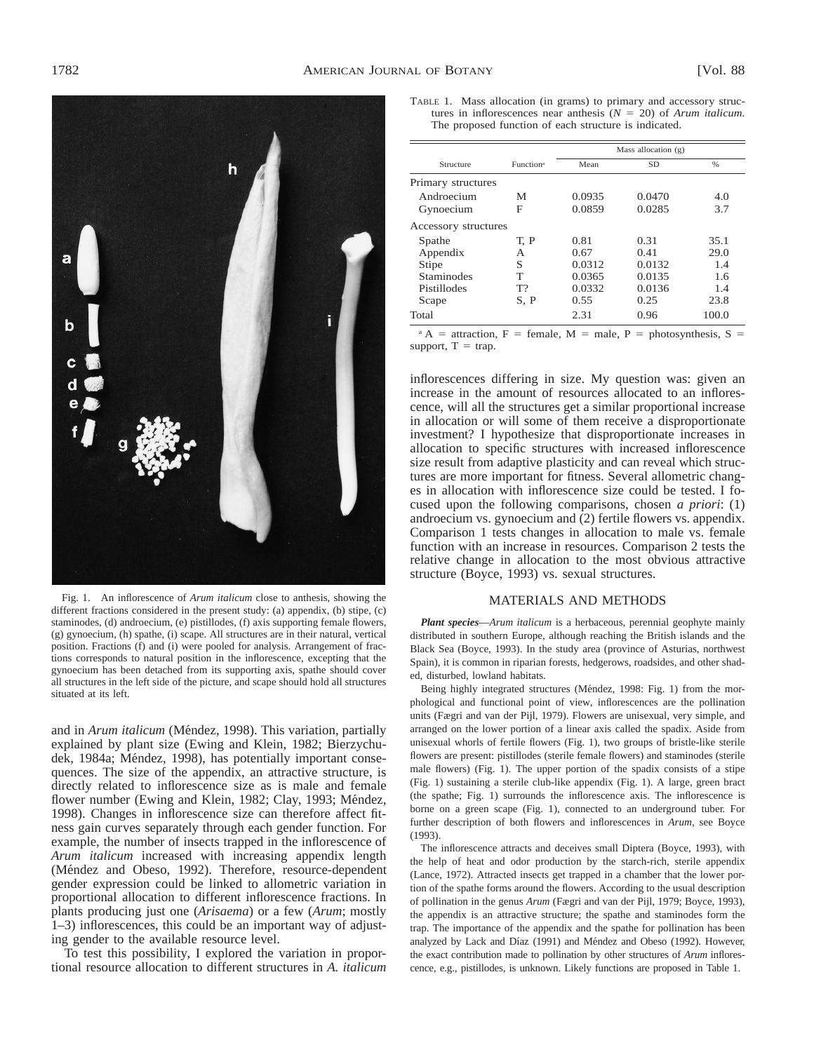Fig. 1. An inflorescence of *Arum italicum* close to anthesis, showing the different fractions considered in the present study: (a) appendix, (b) stipe, (c) staminodes, (d) androecium, (e) pistillodes, (f) axis supporting female flowers, (g) gynoecium, (h) spathe, (i) scape. All structures are in their natural, vertical position. Fractions (f) and (i) were pooled for analysis. Arrangement of fractions corresponds to natural position in the inflorescence, excepting that the gynoecium has been detached from its supporting axis, spathe should cover all structures in the left side of the picture, and scape should hold all structures situated at its left.

and in *Arum italicum* (Méndez, 1998). This variation, partially explained by plant size (Ewing and Klein, 1982; Bierzychudek, 1984a; Méndez, 1998), has potentially important consequences. The size of the appendix, an attractive structure, is directly related to inflorescence size as is male and female flower number (Ewing and Klein, 1982; Clay, 1993; Méndez, 1998). Changes in inflorescence size can therefore affect fitness gain curves separately through each gender function. For example, the number of insects trapped in the inflorescence of *Arum italicum* increased with increasing appendix length (Méndez and Obeso, 1992). Therefore, resource-dependent gender expression could be linked to allometric variation in proportional allocation to different inflorescence fractions. In plants producing just one (*Arisaema*) or a few (*Arum*; mostly 1–3) inflorescences, this could be an important way of adjusting gender to the available resource level.

To test this possibility, I explored the variation in proportional resource allocation to different structures in *A. italicum* inflorescences differing in size. My question was: given an increase in the amount of resources allocated to an inflorescence, will all the structures get a similar proportional increase in allocation or will some of them receive a disproportionate investment? I hypothesize that disproportionate increases in allocation to specific structures with increased inflorescence size result from adaptive plasticity and can reveal which structures are more important for fitness. Several allometric changes in allocation with inflorescence size could be tested. I focused upon the following comparisons, chosen *a priori*: (1) androecium vs. gynoecium and (2) fertile flowers vs. appendix. Comparison 1 tests changes in allocation to male vs. female function with an increase in resources. Comparison 2 tests the relative change in allocation to the most obvious attractive structure (Boyce, 1993) vs. sexual structures.

Table 1. Mass allocation (in grams) to primary and accessory structures in inflorescences near anthesis ($N = 20$) of *Arum italicum*. The proposed function of each structure is indicated.

| Structure | Function[a] | Mass allocation (g) Mean | SD | % |
|---|---|---|---|---|
| Primary structures | | | | |
| Androecium | M | 0.0935 | 0.0470 | 4.0 |
| Gynoecium | F | 0.0859 | 0.0285 | 3.7 |
| Accessory structures | | | | |
| Spathe | T, P | 0.81 | 0.31 | 35.1 |
| Appendix | A | 0.67 | 0.41 | 29.0 |
| Stipe | S | 0.0312 | 0.0132 | 1.4 |
| Staminodes | T | 0.0365 | 0.0135 | 1.6 |
| Pistillodes | T? | 0.0332 | 0.0136 | 1.4 |
| Scape | S, P | 0.55 | 0.25 | 23.8 |
| Total | | 2.31 | 0.96 | 100.0 |

[a] A = attraction, F = female, M = male, P = photosynthesis, S = support, T = trap.

## MATERIALS AND METHODS

***Plant species***—*Arum italicum* is a herbaceous, perennial geophyte mainly distributed in southern Europe, although reaching the British islands and the Black Sea (Boyce, 1993). In the study area (province of Asturias, northwest Spain), it is common in riparian forests, hedgerows, roadsides, and other shaded, disturbed, lowland habitats.

Being highly integrated structures (Méndez, 1998: Fig. 1) from the morphological and functional point of view, inflorescences are the pollination units (Fægri and van der Pijl, 1979). Flowers are unisexual, very simple, and arranged on the lower portion of a linear axis called the spadix. Aside from unisexual whorls of fertile flowers (Fig. 1), two groups of bristle-like sterile flowers are present: pistillodes (sterile female flowers) and staminodes (sterile male flowers) (Fig. 1). The upper portion of the spadix consists of a stipe (Fig. 1) sustaining a sterile club-like appendix (Fig. 1). A large, green bract (the spathe; Fig. 1) surrounds the inflorescence axis. The inflorescence is borne on a green scape (Fig. 1), connected to an underground tuber. For further description of both flowers and inflorescences in *Arum*, see Boyce (1993).

The inflorescence attracts and deceives small Diptera (Boyce, 1993), with the help of heat and odor production by the starch-rich, sterile appendix (Lance, 1972). Attracted insects get trapped in a chamber that the lower portion of the spathe forms around the flowers. According to the usual description of pollination in the genus *Arum* (Fægri and van der Pijl, 1979; Boyce, 1993), the appendix is an attractive structure; the spathe and staminodes form the trap. The importance of the appendix and the spathe for pollination has been analyzed by Lack and Díaz (1991) and Méndez and Obeso (1992). However, the exact contribution made to pollination by other structures of *Arum* inflorescence, e.g., pistillodes, is unknown. Likely functions are proposed in Table 1.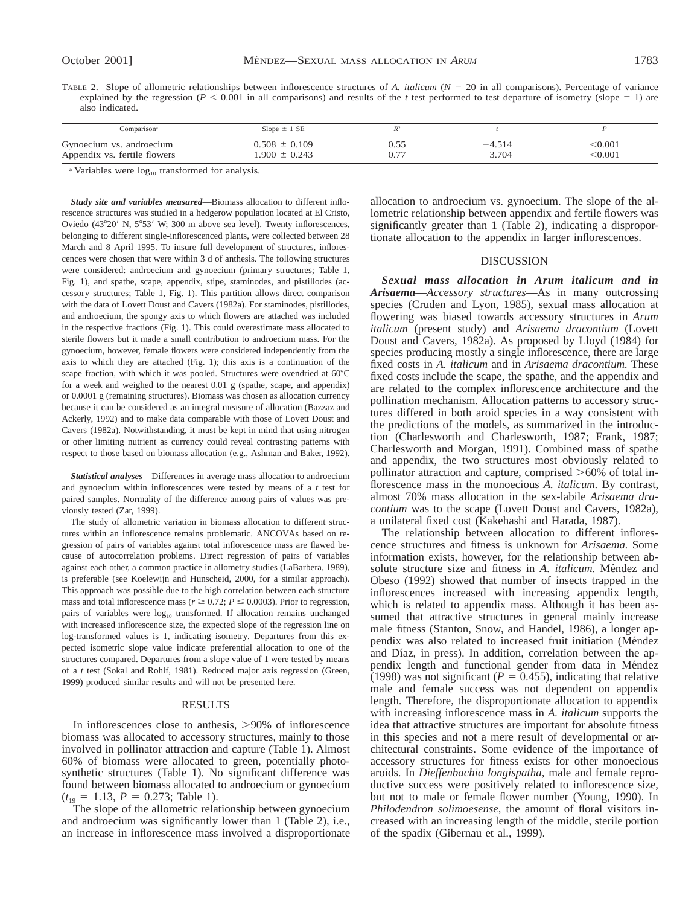TABLE 2. Slope of allometric relationships between inflorescence structures of *A. italicum* ($N = 20$ in all comparisons). Percentage of variance explained by the regression ($P < 0.001$ in all comparisons) and results of the *t* test performed to test departure of isometry (slope = 1) are also indicated.

| Comparison[a] | Slope ± 1 SE | $R^2$ | $t$ | $P$ |
|---|---|---|---|---|
| Gynoecium vs. androecium | 0.508 ± 0.109 | 0.55 | −4.514 | <0.001 |
| Appendix vs. fertile flowers | 1.900 ± 0.243 | 0.77 | 3.704 | <0.001 |

[a] Variables were $\log_{10}$ transformed for analysis.

***Study site and variables measured***—Biomass allocation to different inflorescence structures was studied in a hedgerow population located at El Cristo, Oviedo (43°20′ N, 5°53′ W; 300 m above sea level). Twenty inflorescences, belonging to different single-inflorescenced plants, were collected between 28 March and 8 April 1995. To insure full development of structures, inflorescences were chosen that were within 3 d of anthesis. The following structures were considered: androecium and gynoecium (primary structures; Table 1, Fig. 1), and spathe, scape, appendix, stipe, staminodes, and pistillodes (accessory structures; Table 1, Fig. 1). This partition allows direct comparison with the data of Lovett Doust and Cavers (1982a). For staminodes, pistillodes, and androecium, the spongy axis to which flowers are attached was included in the respective fractions (Fig. 1). This could overestimate mass allocated to sterile flowers but it made a small contribution to androecium mass. For the gynoecium, however, female flowers were considered independently from the axis to which they are attached (Fig. 1); this axis is a continuation of the scape fraction, with which it was pooled. Structures were ovendried at 60°C for a week and weighed to the nearest 0.01 g (spathe, scape, and appendix) or 0.0001 g (remaining structures). Biomass was chosen as allocation currency because it can be considered as an integral measure of allocation (Bazzaz and Ackerly, 1992) and to make data comparable with those of Lovett Doust and Cavers (1982a). Notwithstanding, it must be kept in mind that using nitrogen or other limiting nutrient as currency could reveal contrasting patterns with respect to those based on biomass allocation (e.g., Ashman and Baker, 1992).

***Statistical analyses***—Differences in average mass allocation to androecium and gynoecium within inflorescences were tested by means of a *t* test for paired samples. Normality of the difference among pairs of values was previously tested (Zar, 1999).

The study of allometric variation in biomass allocation to different structures within an inflorescence remains problematic. ANCOVAs based on regression of pairs of variables against total inflorescence mass are flawed because of autocorrelation problems. Direct regression of pairs of variables against each other, a common practice in allometry studies (LaBarbera, 1989), is preferable (see Koelewijn and Hunscheid, 2000, for a similar approach). This approach was possible due to the high correlation between each structure mass and total inflorescence mass ($r \geq 0.72$; $P \leq 0.0003$). Prior to regression, pairs of variables were $\log_{10}$ transformed. If allocation remains unchanged with increased inflorescence size, the expected slope of the regression line on log-transformed values is 1, indicating isometry. Departures from this expected isometric slope value indicate preferential allocation to one of the structures compared. Departures from a slope value of 1 were tested by means of a *t* test (Sokal and Rohlf, 1981). Reduced major axis regression (Green, 1999) produced similar results and will not be presented here.

## RESULTS

In inflorescences close to anthesis, >90% of inflorescence biomass was allocated to accessory structures, mainly to those involved in pollinator attraction and capture (Table 1). Almost 60% of biomass were allocated to green, potentially photosynthetic structures (Table 1). No significant difference was found between biomass allocated to androecium or gynoecium ($t_{19} = 1.13$, $P = 0.273$; Table 1).

The slope of the allometric relationship between gynoecium and androecium was significantly lower than 1 (Table 2), i.e., an increase in inflorescence mass involved a disproportionate allocation to androecium vs. gynoecium. The slope of the allometric relationship between appendix and fertile flowers was significantly greater than 1 (Table 2), indicating a disproportionate allocation to the appendix in larger inflorescences.

## DISCUSSION

***Sexual mass allocation in Arum italicum and in Arisaema***—*Accessory structures*—As in many outcrossing species (Cruden and Lyon, 1985), sexual mass allocation at flowering was biased towards accessory structures in *Arum italicum* (present study) and *Arisaema dracontium* (Lovett Doust and Cavers, 1982a). As proposed by Lloyd (1984) for species producing mostly a single inflorescence, there are large fixed costs in *A. italicum* and in *Arisaema dracontium.* These fixed costs include the scape, the spathe, and the appendix and are related to the complex inflorescence architecture and the pollination mechanism. Allocation patterns to accessory structures differed in both aroid species in a way consistent with the predictions of the models, as summarized in the introduction (Charlesworth and Charlesworth, 1987; Frank, 1987; Charlesworth and Morgan, 1991). Combined mass of spathe and appendix, the two structures most obviously related to pollinator attraction and capture, comprised >60% of total inflorescence mass in the monoecious *A. italicum.* By contrast, almost 70% mass allocation in the sex-labile *Arisaema dracontium* was to the scape (Lovett Doust and Cavers, 1982a), a unilateral fixed cost (Kakehashi and Harada, 1987).

The relationship between allocation to different inflorescence structures and fitness is unknown for *Arisaema.* Some information exists, however, for the relationship between absolute structure size and fitness in *A. italicum.* Méndez and Obeso (1992) showed that number of insects trapped in the inflorescences increased with increasing appendix length, which is related to appendix mass. Although it has been assumed that attractive structures in general mainly increase male fitness (Stanton, Snow, and Handel, 1986), a longer appendix was also related to increased fruit initiation (Méndez and Díaz, in press). In addition, correlation between the appendix length and functional gender from data in Méndez (1998) was not significant ($P = 0.455$), indicating that relative male and female success was not dependent on appendix length. Therefore, the disproportionate allocation to appendix with increasing inflorescence mass in *A. italicum* supports the idea that attractive structures are important for absolute fitness in this species and not a mere result of developmental or architectural constraints. Some evidence of the importance of accessory structures for fitness exists for other monoecious aroids. In *Dieffenbachia longispatha,* male and female reproductive success were positively related to inflorescence size, but not to male or female flower number (Young, 1990). In *Philodendron solimoesense,* the amount of floral visitors increased with an increasing length of the middle, sterile portion of the spadix (Gibernau et al., 1999).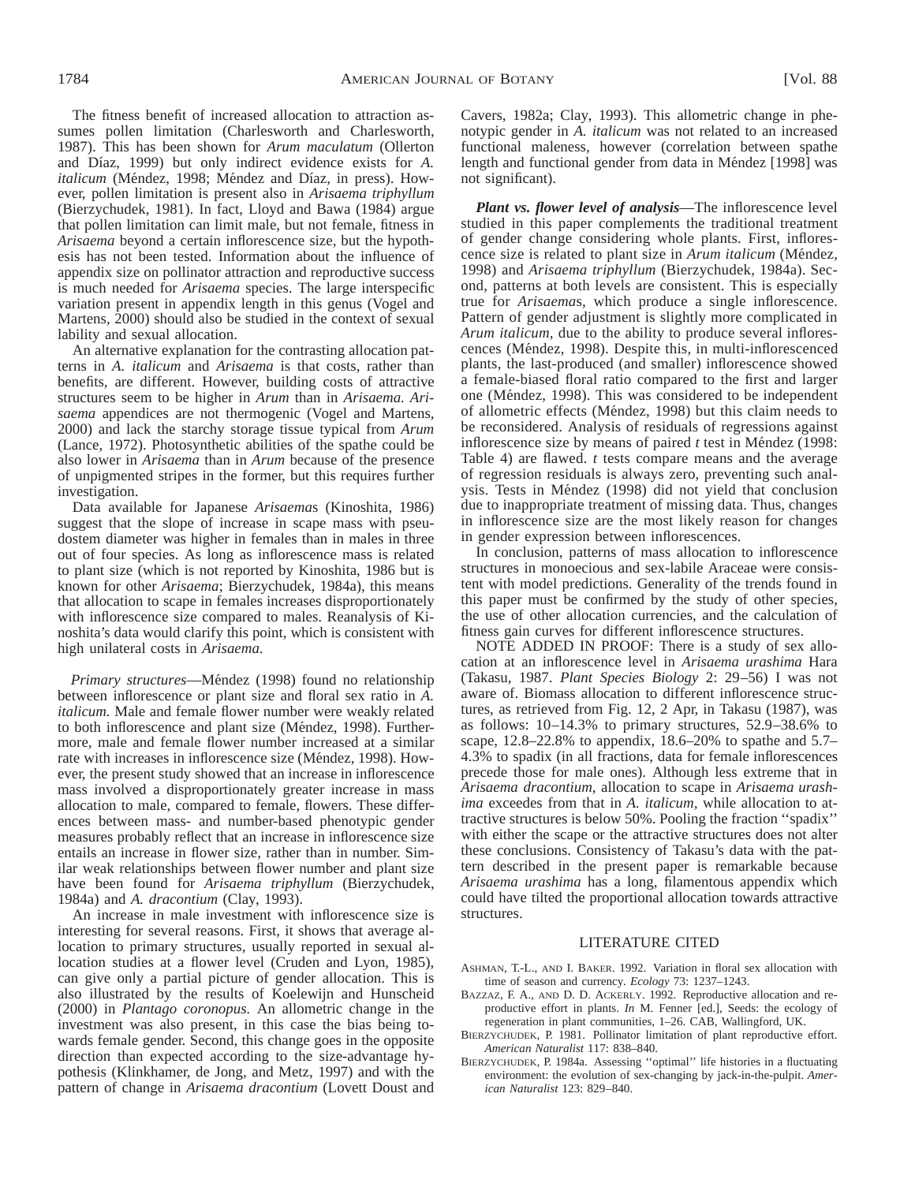The fitness benefit of increased allocation to attraction assumes pollen limitation (Charlesworth and Charlesworth, 1987). This has been shown for *Arum maculatum* (Ollerton and Díaz, 1999) but only indirect evidence exists for *A. italicum* (Méndez, 1998; Méndez and Díaz, in press). However, pollen limitation is present also in *Arisaema triphyllum* (Bierzychudek, 1981). In fact, Lloyd and Bawa (1984) argue that pollen limitation can limit male, but not female, fitness in *Arisaema* beyond a certain inflorescence size, but the hypothesis has not been tested. Information about the influence of appendix size on pollinator attraction and reproductive success is much needed for *Arisaema* species. The large interspecific variation present in appendix length in this genus (Vogel and Martens, 2000) should also be studied in the context of sexual lability and sexual allocation.

An alternative explanation for the contrasting allocation patterns in *A. italicum* and *Arisaema* is that costs, rather than benefits, are different. However, building costs of attractive structures seem to be higher in *Arum* than in *Arisaema*. *Arisaema* appendices are not thermogenic (Vogel and Martens, 2000) and lack the starchy storage tissue typical from *Arum* (Lance, 1972). Photosynthetic abilities of the spathe could be also lower in *Arisaema* than in *Arum* because of the presence of unpigmented stripes in the former, but this requires further investigation.

Data available for Japanese *Arisaema*s (Kinoshita, 1986) suggest that the slope of increase in scape mass with pseudostem diameter was higher in females than in males in three out of four species. As long as inflorescence mass is related to plant size (which is not reported by Kinoshita, 1986 but is known for other *Arisaema*; Bierzychudek, 1984a), this means that allocation to scape in females increases disproportionately with inflorescence size compared to males. Reanalysis of Kinoshita's data would clarify this point, which is consistent with high unilateral costs in *Arisaema*.

*Primary structures*—Méndez (1998) found no relationship between inflorescence or plant size and floral sex ratio in *A. italicum*. Male and female flower number were weakly related to both inflorescence and plant size (Méndez, 1998). Furthermore, male and female flower number increased at a similar rate with increases in inflorescence size (Méndez, 1998). However, the present study showed that an increase in inflorescence mass involved a disproportionately greater increase in mass allocation to male, compared to female, flowers. These differences between mass- and number-based phenotypic gender measures probably reflect that an increase in inflorescence size entails an increase in flower size, rather than in number. Similar weak relationships between flower number and plant size have been found for *Arisaema triphyllum* (Bierzychudek, 1984a) and *A. dracontium* (Clay, 1993).

An increase in male investment with inflorescence size is interesting for several reasons. First, it shows that average allocation to primary structures, usually reported in sexual allocation studies at a flower level (Cruden and Lyon, 1985), can give only a partial picture of gender allocation. This is also illustrated by the results of Koelewijn and Hunscheid (2000) in *Plantago coronopus*. An allometric change in the investment was also present, in this case the bias being towards female gender. Second, this change goes in the opposite direction than expected according to the size-advantage hypothesis (Klinkhamer, de Jong, and Metz, 1997) and with the pattern of change in *Arisaema dracontium* (Lovett Doust and Cavers, 1982a; Clay, 1993). This allometric change in phenotypic gender in *A. italicum* was not related to an increased functional maleness, however (correlation between spathe length and functional gender from data in Méndez [1998] was not significant).

***Plant vs. flower level of analysis***—The inflorescence level studied in this paper complements the traditional treatment of gender change considering whole plants. First, inflorescence size is related to plant size in *Arum italicum* (Méndez, 1998) and *Arisaema triphyllum* (Bierzychudek, 1984a). Second, patterns at both levels are consistent. This is especially true for *Arisaema*s, which produce a single inflorescence. Pattern of gender adjustment is slightly more complicated in *Arum italicum*, due to the ability to produce several inflorescences (Méndez, 1998). Despite this, in multi-inflorescenced plants, the last-produced (and smaller) inflorescence showed a female-biased floral ratio compared to the first and larger one (Méndez, 1998). This was considered to be independent of allometric effects (Méndez, 1998) but this claim needs to be reconsidered. Analysis of residuals of regressions against inflorescence size by means of paired *t* test in Méndez (1998: Table 4) are flawed. *t* tests compare means and the average of regression residuals is always zero, preventing such analysis. Tests in Méndez (1998) did not yield that conclusion due to inappropriate treatment of missing data. Thus, changes in inflorescence size are the most likely reason for changes in gender expression between inflorescences.

In conclusion, patterns of mass allocation to inflorescence structures in monoecious and sex-labile Araceae were consistent with model predictions. Generality of the trends found in this paper must be confirmed by the study of other species, the use of other allocation currencies, and the calculation of fitness gain curves for different inflorescence structures.

NOTE ADDED IN PROOF: There is a study of sex allocation at an inflorescence level in *Arisaema urashima* Hara (Takasu, 1987. *Plant Species Biology* 2: 29–56) I was not aware of. Biomass allocation to different inflorescence structures, as retrieved from Fig. 12, 2 Apr, in Takasu (1987), was as follows: 10–14.3% to primary structures, 52.9–38.6% to scape, 12.8–22.8% to appendix, 18.6–20% to spathe and 5.7–4.3% to spadix (in all fractions, data for female inflorescences precede those for male ones). Although less extreme that in *Arisaema dracontium*, allocation to scape in *Arisaema urashima* exceedes from that in *A. italicum*, while allocation to attractive structures is below 50%. Pooling the fraction "spadix" with either the scape or the attractive structures does not alter these conclusions. Consistency of Takasu's data with the pattern described in the present paper is remarkable because *Arisaema urashima* has a long, filamentous appendix which could have tilted the proportional allocation towards attractive structures.

## LITERATURE CITED

Ashman, T.-L., and I. Baker. 1992. Variation in floral sex allocation with time of season and currency. *Ecology* 73: 1237–1243.

Bazzaz, F. A., and D. D. Ackerly. 1992. Reproductive allocation and reproductive effort in plants. *In* M. Fenner [ed.], Seeds: the ecology of regeneration in plant communities, 1–26. CAB, Wallingford, UK.

Bierzychudek, P. 1981. Pollinator limitation of plant reproductive effort. *American Naturalist* 117: 838–840.

Bierzychudek, P. 1984a. Assessing "optimal" life histories in a fluctuating environment: the evolution of sex-changing by jack-in-the-pulpit. *American Naturalist* 123: 829–840.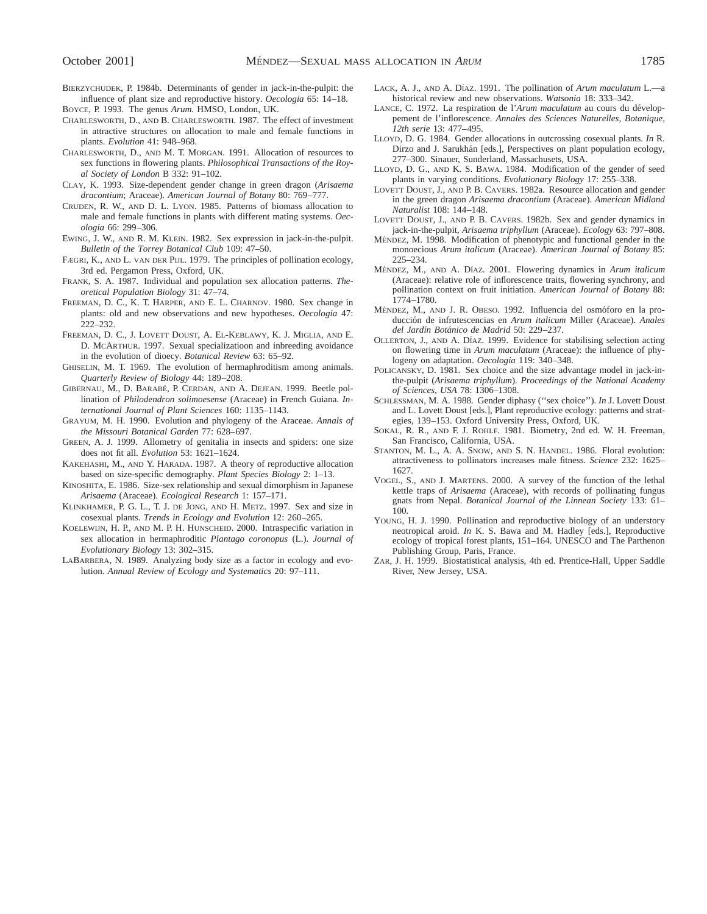BIERZYCHUDEK, P. 1984b. Determinants of gender in jack-in-the-pulpit: the influence of plant size and reproductive history. *Oecologia* 65: 14–18.

BOYCE, P. 1993. The genus *Arum.* HMSO, London, UK.

CHARLESWORTH, D., AND B. CHARLESWORTH. 1987. The effect of investment in attractive structures on allocation to male and female functions in plants. *Evolution* 41: 948–968.

CHARLESWORTH, D., AND M. T. MORGAN. 1991. Allocation of resources to sex functions in flowering plants. *Philosophical Transactions of the Royal Society of London* B 332: 91–102.

CLAY, K. 1993. Size-dependent gender change in green dragon (*Arisaema dracontium*; Araceae). *American Journal of Botany* 80: 769–777.

CRUDEN, R. W., AND D. L. LYON. 1985. Patterns of biomass allocation to male and female functions in plants with different mating systems. *Oecologia* 66: 299–306.

EWING, J. W., AND R. M. KLEIN. 1982. Sex expression in jack-in-the-pulpit. *Bulletin of the Torrey Botanical Club* 109: 47–50.

FÆGRI, K., AND L. VAN DER PIJL. 1979. The principles of pollination ecology, 3rd ed. Pergamon Press, Oxford, UK.

FRANK, S. A. 1987. Individual and population sex allocation patterns. *Theoretical Population Biology* 31: 47–74.

FREEMAN, D. C., K. T. HARPER, AND E. L. CHARNOV. 1980. Sex change in plants: old and new observations and new hypotheses. *Oecologia* 47: 222–232.

FREEMAN, D. C., J. LOVETT DOUST, A. EL-KEBLAWY, K. J. MIGLIA, AND E. D. MCARTHUR. 1997. Sexual specializatioon and inbreeding avoidance in the evolution of dioecy. *Botanical Review* 63: 65–92.

GHISELIN, M. T. 1969. The evolution of hermaphroditism among animals. *Quarterly Review of Biology* 44: 189–208.

GIBERNAU, M., D. BARABÉ, P. CERDAN, AND A. DEJEAN. 1999. Beetle pollination of *Philodendron solimoesense* (Araceae) in French Guiana. *International Journal of Plant Sciences* 160: 1135–1143.

GRAYUM, M. H. 1990. Evolution and phylogeny of the Araceae. *Annals of the Missouri Botanical Garden* 77: 628–697.

GREEN, A. J. 1999. Allometry of genitalia in insects and spiders: one size does not fit all. *Evolution* 53: 1621–1624.

KAKEHASHI, M., AND Y. HARADA. 1987. A theory of reproductive allocation based on size-specific demography. *Plant Species Biology* 2: 1–13.

KINOSHITA, E. 1986. Size-sex relationship and sexual dimorphism in Japanese *Arisaema* (Araceae). *Ecological Research* 1: 157–171.

KLINKHAMER, P. G. L., T. J. DE JONG, AND H. METZ. 1997. Sex and size in cosexual plants. *Trends in Ecology and Evolution* 12: 260–265.

KOELEWIJN, H. P., AND M. P. H. HUNSCHEID. 2000. Intraspecific variation in sex allocation in hermaphroditic *Plantago coronopus* (L.). *Journal of Evolutionary Biology* 13: 302–315.

LABARBERA, N. 1989. Analyzing body size as a factor in ecology and evolution. *Annual Review of Ecology and Systematics* 20: 97–111.

LACK, A. J., AND A. DÍAZ. 1991. The pollination of *Arum maculatum* L.—a historical review and new observations. *Watsonia* 18: 333–342.

LANCE, C. 1972. La respiration de l'*Arum maculatum* au cours du développement de l'inflorescence. *Annales des Sciences Naturelles, Botanique, 12th serie* 13: 477–495.

LLOYD, D. G. 1984. Gender allocations in outcrossing cosexual plants. *In* R. Dirzo and J. Sarukhán [eds.], Perspectives on plant population ecology, 277–300. Sinauer, Sunderland, Massachusets, USA.

LLOYD, D. G., AND K. S. BAWA. 1984. Modification of the gender of seed plants in varying conditions. *Evolutionary Biology* 17: 255–338.

LOVETT DOUST, J., AND P. B. CAVERS. 1982a. Resource allocation and gender in the green dragon *Arisaema dracontium* (Araceae). *American Midland Naturalist* 108: 144–148.

LOVETT DOUST, J., AND P. B. CAVERS. 1982b. Sex and gender dynamics in jack-in-the-pulpit, *Arisaema triphyllum* (Araceae). *Ecology* 63: 797–808.

MÉNDEZ, M. 1998. Modification of phenotypic and functional gender in the monoecious *Arum italicum* (Araceae). *American Journal of Botany* 85: 225–234.

MÉNDEZ, M., AND A. DÍAZ. 2001. Flowering dynamics in *Arum italicum* (Araceae): relative role of inflorescence traits, flowering synchrony, and pollination context on fruit initiation. *American Journal of Botany* 88: 1774–1780.

MÉNDEZ, M., AND J. R. OBESO. 1992. Influencia del osmóforo en la producción de infrutescencias en *Arum italicum* Miller (Araceae). *Anales del Jardín Botánico de Madrid* 50: 229–237.

OLLERTON, J., AND A. DÍAZ. 1999. Evidence for stabilising selection acting on flowering time in *Arum maculatum* (Araceae): the influence of phylogeny on adaptation. *Oecologia* 119: 340–348.

POLICANSKY, D. 1981. Sex choice and the size advantage model in jack-in-the-pulpit (*Arisaema triphyllum*). *Proceedings of the National Academy of Sciences, USA* 78: 1306–1308.

SCHLESSMAN, M. A. 1988. Gender diphasy (''sex choice''). *In* J. Lovett Doust and L. Lovett Doust [eds.], Plant reproductive ecology: patterns and strategies, 139–153. Oxford University Press, Oxford, UK.

SOKAL, R. R., AND F. J. ROHLF. 1981. Biometry, 2nd ed. W. H. Freeman, San Francisco, California, USA.

STANTON, M. L., A. A. SNOW, AND S. N. HANDEL. 1986. Floral evolution: attractiveness to pollinators increases male fitness. *Science* 232: 1625–1627.

VOGEL, S., AND J. MARTENS. 2000. A survey of the function of the lethal kettle traps of *Arisaema* (Araceae), with records of pollinating fungus gnats from Nepal. *Botanical Journal of the Linnean Society* 133: 61–100.

YOUNG, H. J. 1990. Pollination and reproductive biology of an understory neotropical aroid. *In* K. S. Bawa and M. Hadley [eds.], Reproductive ecology of tropical forest plants, 151–164. UNESCO and The Parthenon Publishing Group, Paris, France.

ZAR, J. H. 1999. Biostatistical analysis, 4th ed. Prentice-Hall, Upper Saddle River, New Jersey, USA.